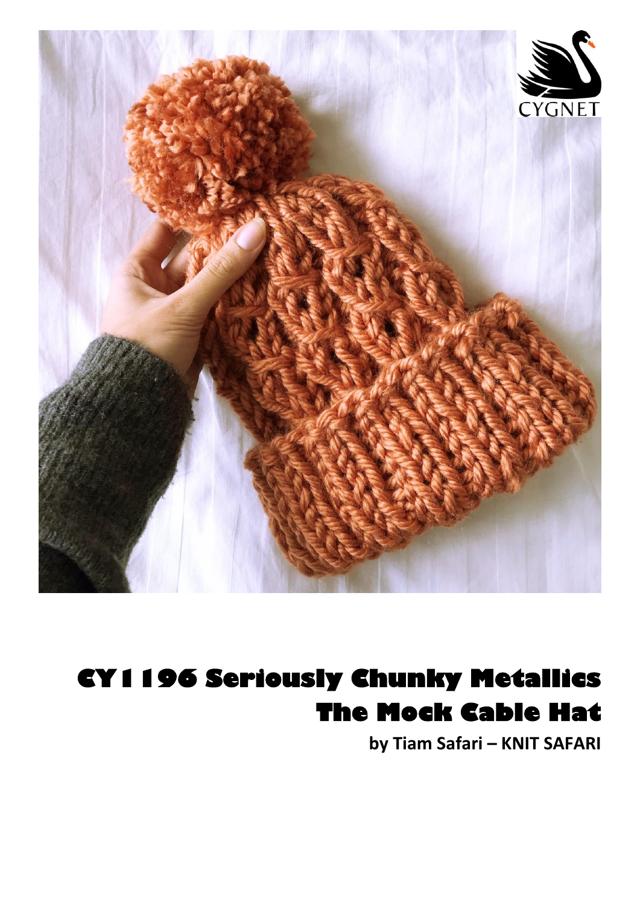# CY1196 Seriously Chunky Metallics
# The Mock Cable Hat

**by Tiam Safari – KNIT SAFARI**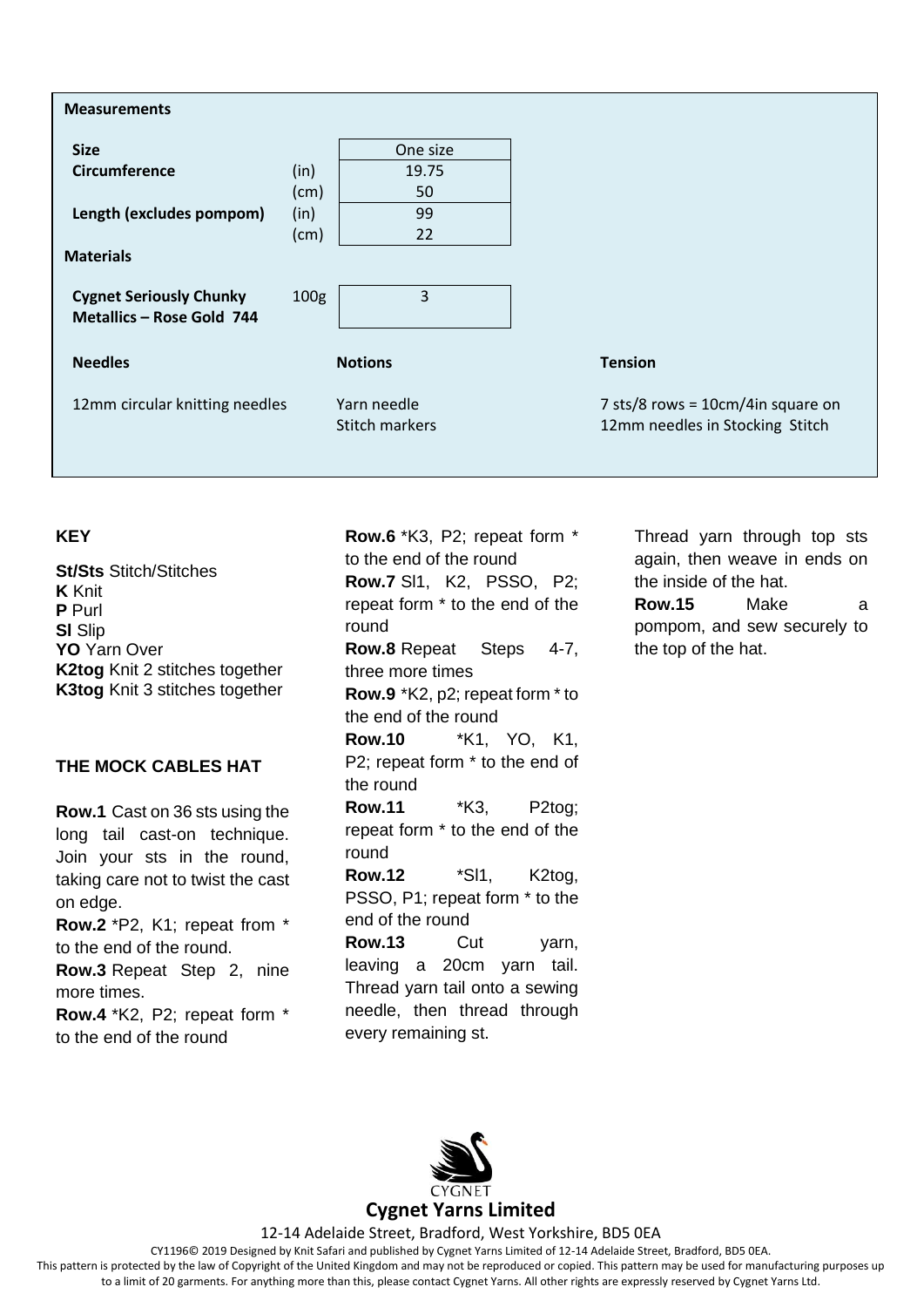**Measurements**

| | | |
|---|---|---|
| **Size** | | One size |
| **Circumference** | (in) | 19.75 |
| | (cm) | 50 |
| **Length (excludes pompom)** | (in) | 99 |
| | (cm) | 22 |

**Materials**

| | | |
|---|---|---|
| **Cygnet Seriously Chunky Metallics – Rose Gold 744** | 100g | 3 |

| **Needles** | **Notions** | **Tension** |
|---|---|---|
| 12mm circular knitting needles | Yarn needle<br>Stitch markers | 7 sts/8 rows = 10cm/4in square on 12mm needles in Stocking Stitch |

**KEY**

**St/Sts** Stitch/Stitches
**K** Knit
**P** Purl
**Sl** Slip
**YO** Yarn Over
**K2tog** Knit 2 stitches together
**K3tog** Knit 3 stitches together

**THE MOCK CABLES HAT**

**Row.1** Cast on 36 sts using the long tail cast-on technique. Join your sts in the round, taking care not to twist the cast on edge.
**Row.2** *P2, K1; repeat from * to the end of the round.
**Row.3** Repeat Step 2, nine more times.
**Row.4** *K2, P2; repeat form * to the end of the round
**Row.6** *K3, P2; repeat form * to the end of the round
**Row.7** Sl1, K2, PSSO, P2; repeat form * to the end of the round
**Row.8** Repeat Steps 4-7, three more times
**Row.9** *K2, p2; repeat form * to the end of the round
**Row.10** *K1, YO, K1, P2; repeat form * to the end of the round
**Row.11** *K3, P2tog; repeat form * to the end of the round
**Row.12** *Sl1, K2tog, PSSO, P1; repeat form * to the end of the round
**Row.13** Cut yarn, leaving a 20cm yarn tail. Thread yarn tail onto a sewing needle, then thread through every remaining st.
Thread yarn through top sts again, then weave in ends on the inside of the hat.
**Row.15** Make a pompom, and sew securely to the top of the hat.

CYGNET
**Cygnet Yarns Limited**
12-14 Adelaide Street, Bradford, West Yorkshire, BD5 0EA

CY1196© 2019 Designed by Knit Safari and published by Cygnet Yarns Limited of 12-14 Adelaide Street, Bradford, BD5 0EA.
This pattern is protected by the law of Copyright of the United Kingdom and may not be reproduced or copied. This pattern may be used for manufacturing purposes up to a limit of 20 garments. For anything more than this, please contact Cygnet Yarns. All other rights are expressly reserved by Cygnet Yarns Ltd.